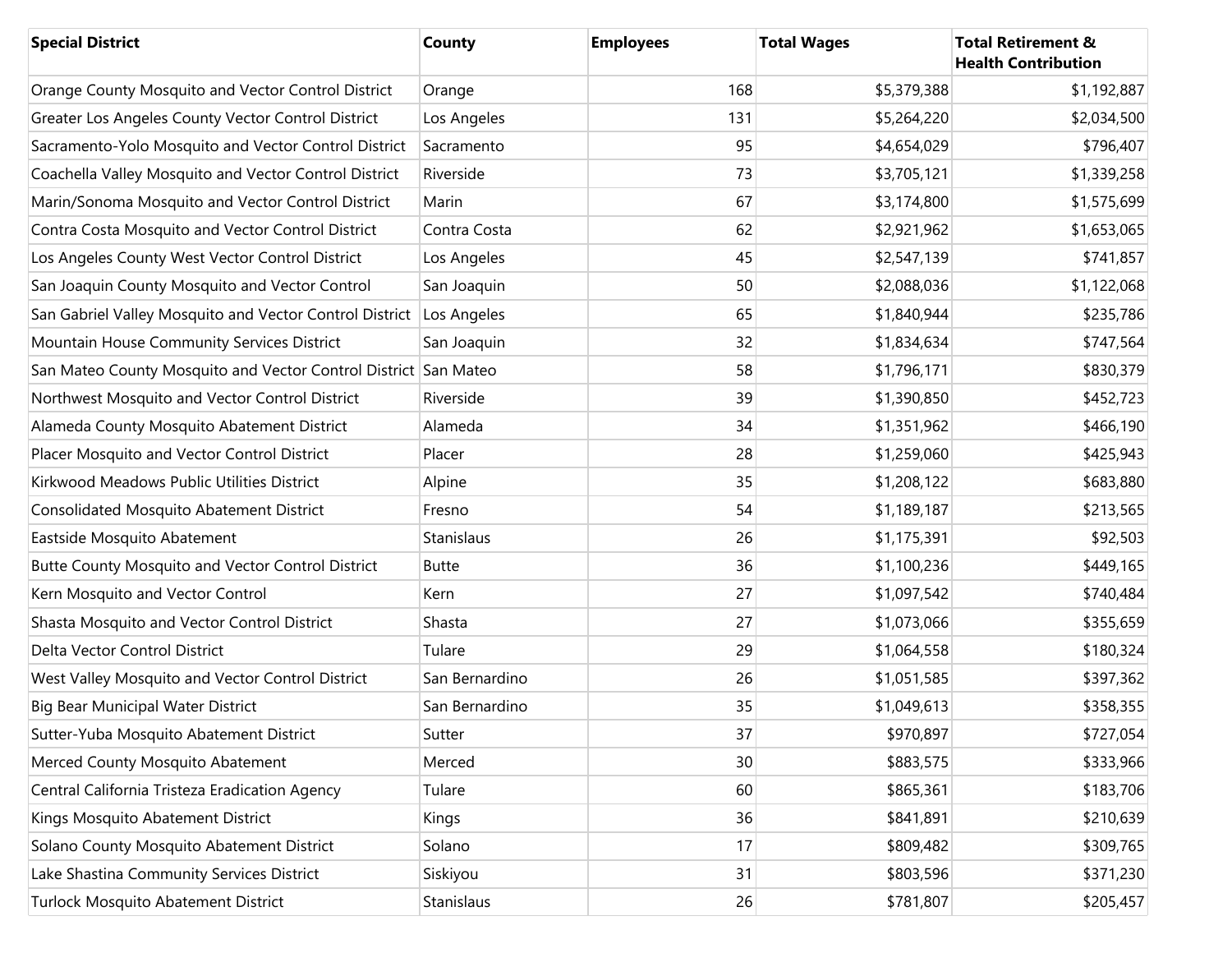| Special District | County | Employees | Total Wages | Total Retirement & Health Contribution |
|---|---|---|---|---|
| Orange County Mosquito and Vector Control District | Orange | 168 | $5,379,388 | $1,192,887 |
| Greater Los Angeles County Vector Control District | Los Angeles | 131 | $5,264,220 | $2,034,500 |
| Sacramento-Yolo Mosquito and Vector Control District | Sacramento | 95 | $4,654,029 | $796,407 |
| Coachella Valley Mosquito and Vector Control District | Riverside | 73 | $3,705,121 | $1,339,258 |
| Marin/Sonoma Mosquito and Vector Control District | Marin | 67 | $3,174,800 | $1,575,699 |
| Contra Costa Mosquito and Vector Control District | Contra Costa | 62 | $2,921,962 | $1,653,065 |
| Los Angeles County West Vector Control District | Los Angeles | 45 | $2,547,139 | $741,857 |
| San Joaquin County Mosquito and Vector Control | San Joaquin | 50 | $2,088,036 | $1,122,068 |
| San Gabriel Valley Mosquito and Vector Control District | Los Angeles | 65 | $1,840,944 | $235,786 |
| Mountain House Community Services District | San Joaquin | 32 | $1,834,634 | $747,564 |
| San Mateo County Mosquito and Vector Control District | San Mateo | 58 | $1,796,171 | $830,379 |
| Northwest Mosquito and Vector Control District | Riverside | 39 | $1,390,850 | $452,723 |
| Alameda County Mosquito Abatement District | Alameda | 34 | $1,351,962 | $466,190 |
| Placer Mosquito and Vector Control District | Placer | 28 | $1,259,060 | $425,943 |
| Kirkwood Meadows Public Utilities District | Alpine | 35 | $1,208,122 | $683,880 |
| Consolidated Mosquito Abatement District | Fresno | 54 | $1,189,187 | $213,565 |
| Eastside Mosquito Abatement | Stanislaus | 26 | $1,175,391 | $92,503 |
| Butte County Mosquito and Vector Control District | Butte | 36 | $1,100,236 | $449,165 |
| Kern Mosquito and Vector Control | Kern | 27 | $1,097,542 | $740,484 |
| Shasta Mosquito and Vector Control District | Shasta | 27 | $1,073,066 | $355,659 |
| Delta Vector Control District | Tulare | 29 | $1,064,558 | $180,324 |
| West Valley Mosquito and Vector Control District | San Bernardino | 26 | $1,051,585 | $397,362 |
| Big Bear Municipal Water District | San Bernardino | 35 | $1,049,613 | $358,355 |
| Sutter-Yuba Mosquito Abatement District | Sutter | 37 | $970,897 | $727,054 |
| Merced County Mosquito Abatement | Merced | 30 | $883,575 | $333,966 |
| Central California Tristeza Eradication Agency | Tulare | 60 | $865,361 | $183,706 |
| Kings Mosquito Abatement District | Kings | 36 | $841,891 | $210,639 |
| Solano County Mosquito Abatement District | Solano | 17 | $809,482 | $309,765 |
| Lake Shastina Community Services District | Siskiyou | 31 | $803,596 | $371,230 |
| Turlock Mosquito Abatement District | Stanislaus | 26 | $781,807 | $205,457 |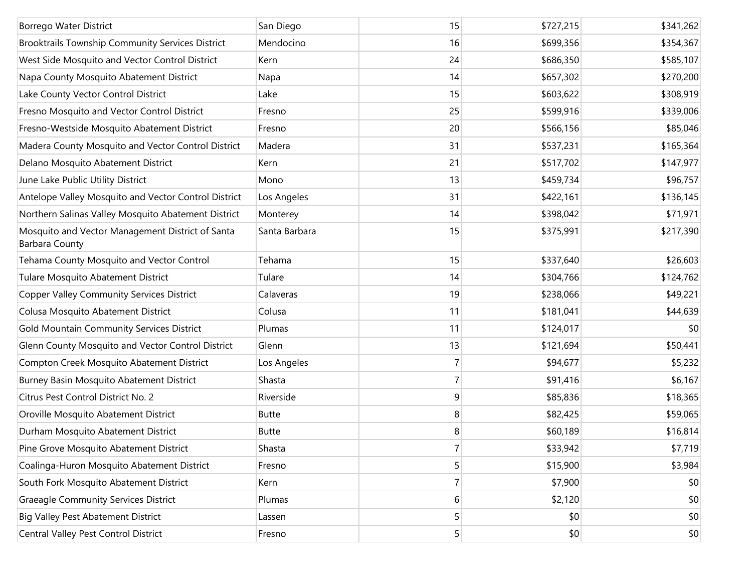| | | | | |
|---|---|---|---|---|
| Borrego Water District | San Diego | 15 | $727,215 | $341,262 |
| Brooktrails Township Community Services District | Mendocino | 16 | $699,356 | $354,367 |
| West Side Mosquito and Vector Control District | Kern | 24 | $686,350 | $585,107 |
| Napa County Mosquito Abatement District | Napa | 14 | $657,302 | $270,200 |
| Lake County Vector Control District | Lake | 15 | $603,622 | $308,919 |
| Fresno Mosquito and Vector Control District | Fresno | 25 | $599,916 | $339,006 |
| Fresno-Westside Mosquito Abatement District | Fresno | 20 | $566,156 | $85,046 |
| Madera County Mosquito and Vector Control District | Madera | 31 | $537,231 | $165,364 |
| Delano Mosquito Abatement District | Kern | 21 | $517,702 | $147,977 |
| June Lake Public Utility District | Mono | 13 | $459,734 | $96,757 |
| Antelope Valley Mosquito and Vector Control District | Los Angeles | 31 | $422,161 | $136,145 |
| Northern Salinas Valley Mosquito Abatement District | Monterey | 14 | $398,042 | $71,971 |
| Mosquito and Vector Management District of Santa Barbara County | Santa Barbara | 15 | $375,991 | $217,390 |
| Tehama County Mosquito and Vector Control | Tehama | 15 | $337,640 | $26,603 |
| Tulare Mosquito Abatement District | Tulare | 14 | $304,766 | $124,762 |
| Copper Valley Community Services District | Calaveras | 19 | $238,066 | $49,221 |
| Colusa Mosquito Abatement District | Colusa | 11 | $181,041 | $44,639 |
| Gold Mountain Community Services District | Plumas | 11 | $124,017 | $0 |
| Glenn County Mosquito and Vector Control District | Glenn | 13 | $121,694 | $50,441 |
| Compton Creek Mosquito Abatement District | Los Angeles | 7 | $94,677 | $5,232 |
| Burney Basin Mosquito Abatement District | Shasta | 7 | $91,416 | $6,167 |
| Citrus Pest Control District No. 2 | Riverside | 9 | $85,836 | $18,365 |
| Oroville Mosquito Abatement District | Butte | 8 | $82,425 | $59,065 |
| Durham Mosquito Abatement District | Butte | 8 | $60,189 | $16,814 |
| Pine Grove Mosquito Abatement District | Shasta | 7 | $33,942 | $7,719 |
| Coalinga-Huron Mosquito Abatement District | Fresno | 5 | $15,900 | $3,984 |
| South Fork Mosquito Abatement District | Kern | 7 | $7,900 | $0 |
| Graeagle Community Services District | Plumas | 6 | $2,120 | $0 |
| Big Valley Pest Abatement District | Lassen | 5 | $0 | $0 |
| Central Valley Pest Control District | Fresno | 5 | $0 | $0 |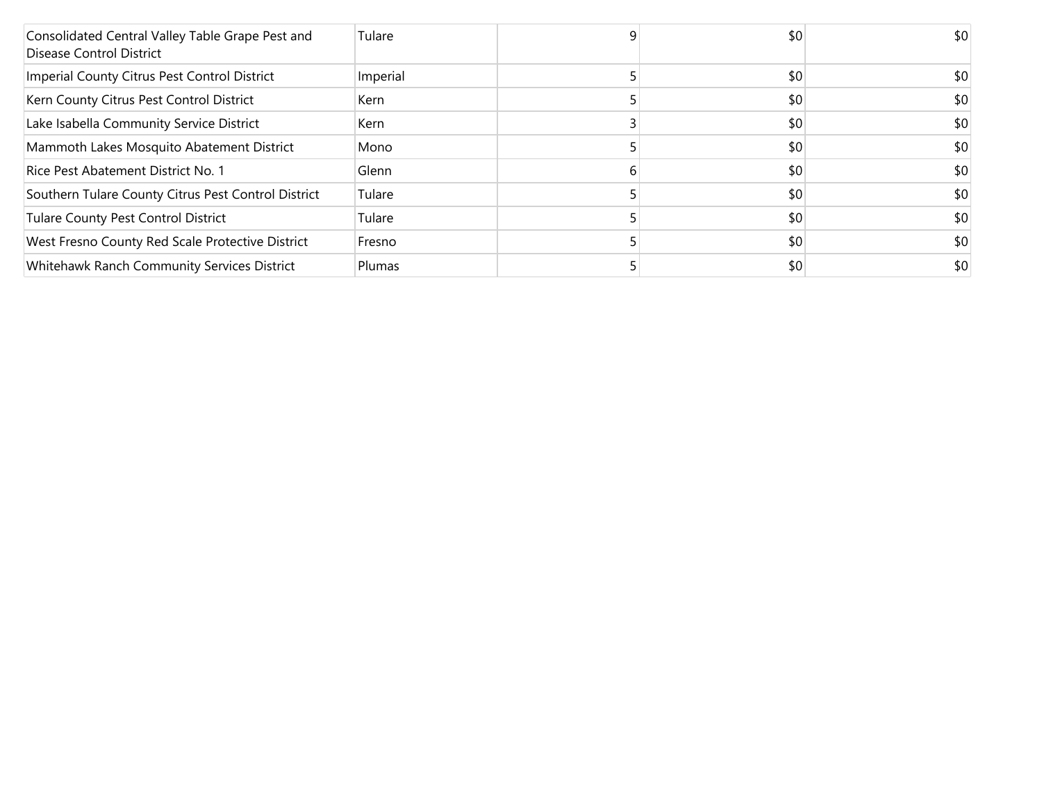| | | | | |
|---|---|---|---|---|
| Consolidated Central Valley Table Grape Pest and Disease Control District | Tulare | 9 | $0 | $0 |
| Imperial County Citrus Pest Control District | Imperial | 5 | $0 | $0 |
| Kern County Citrus Pest Control District | Kern | 5 | $0 | $0 |
| Lake Isabella Community Service District | Kern | 3 | $0 | $0 |
| Mammoth Lakes Mosquito Abatement District | Mono | 5 | $0 | $0 |
| Rice Pest Abatement District No. 1 | Glenn | 6 | $0 | $0 |
| Southern Tulare County Citrus Pest Control District | Tulare | 5 | $0 | $0 |
| Tulare County Pest Control District | Tulare | 5 | $0 | $0 |
| West Fresno County Red Scale Protective District | Fresno | 5 | $0 | $0 |
| Whitehawk Ranch Community Services District | Plumas | 5 | $0 | $0 |